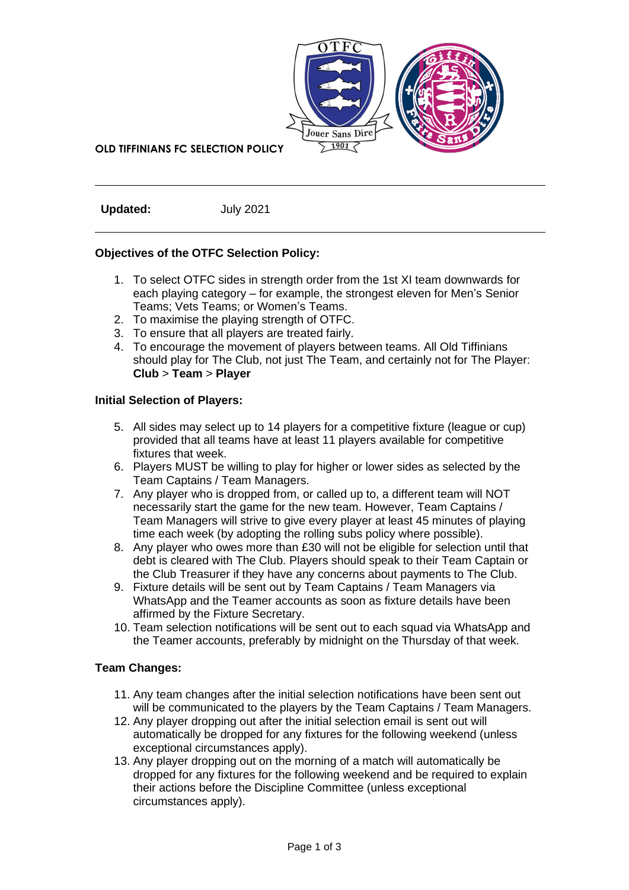# OLD TIFFINIANS FC SELECTION POLICY

---

**Updated:** July 2021

---

**Objectives of the OTFC Selection Policy:**

1. To select OTFC sides in strength order from the 1st XI team downwards for each playing category – for example, the strongest eleven for Men's Senior Teams; Vets Teams; or Women's Teams.
2. To maximise the playing strength of OTFC.
3. To ensure that all players are treated fairly.
4. To encourage the movement of players between teams. All Old Tiffinians should play for The Club, not just The Team, and certainly not for The Player: **Club** > **Team** > **Player**

**Initial Selection of Players:**

5. All sides may select up to 14 players for a competitive fixture (league or cup) provided that all teams have at least 11 players available for competitive fixtures that week.
6. Players MUST be willing to play for higher or lower sides as selected by the Team Captains / Team Managers.
7. Any player who is dropped from, or called up to, a different team will NOT necessarily start the game for the new team. However, Team Captains / Team Managers will strive to give every player at least 45 minutes of playing time each week (by adopting the rolling subs policy where possible).
8. Any player who owes more than £30 will not be eligible for selection until that debt is cleared with The Club. Players should speak to their Team Captain or the Club Treasurer if they have any concerns about payments to The Club.
9. Fixture details will be sent out by Team Captains / Team Managers via WhatsApp and the Teamer accounts as soon as fixture details have been affirmed by the Fixture Secretary.
10. Team selection notifications will be sent out to each squad via WhatsApp and the Teamer accounts, preferably by midnight on the Thursday of that week.

**Team Changes:**

11. Any team changes after the initial selection notifications have been sent out will be communicated to the players by the Team Captains / Team Managers.
12. Any player dropping out after the initial selection email is sent out will automatically be dropped for any fixtures for the following weekend (unless exceptional circumstances apply).
13. Any player dropping out on the morning of a match will automatically be dropped for any fixtures for the following weekend and be required to explain their actions before the Discipline Committee (unless exceptional circumstances apply).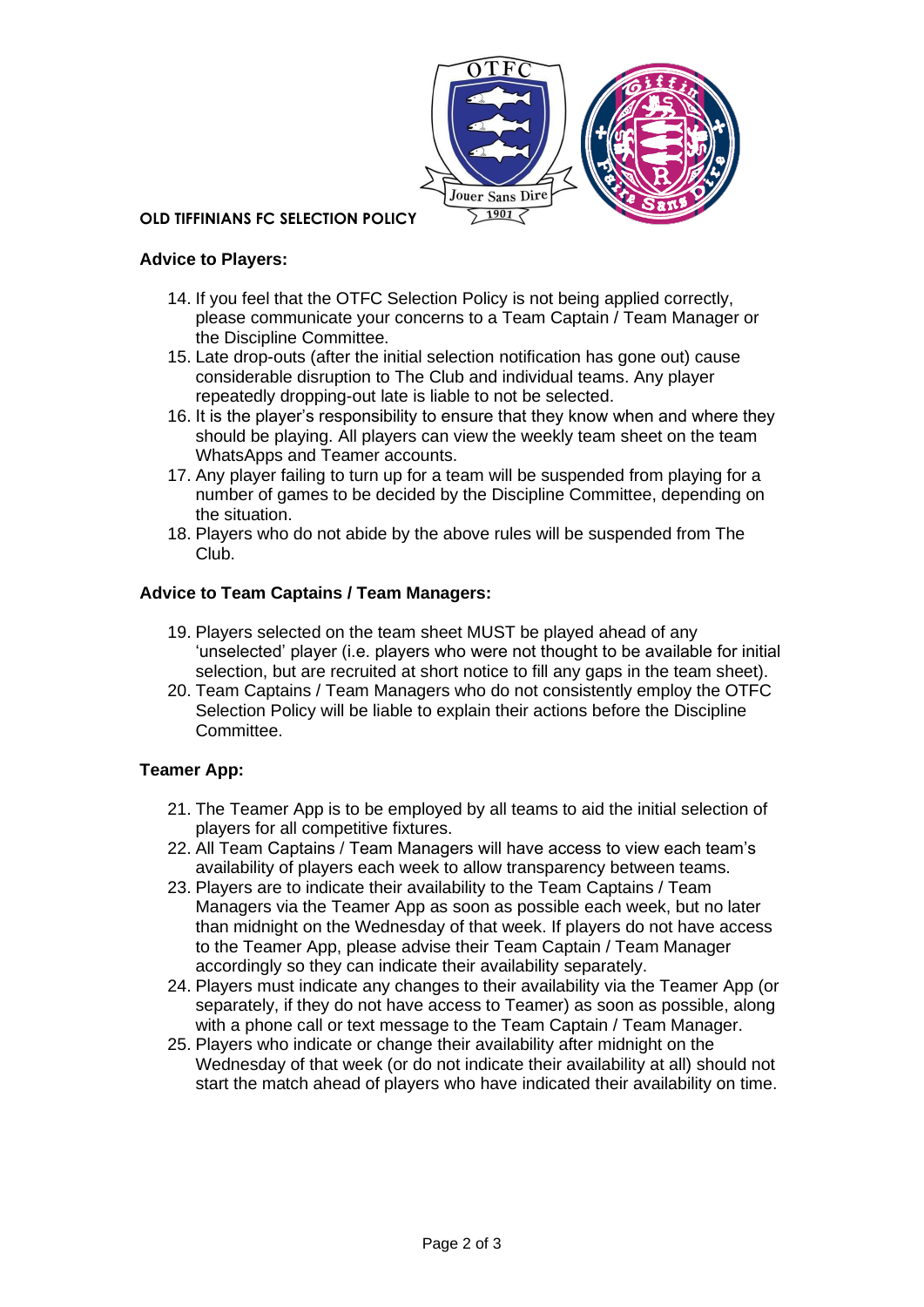**OLD TIFFINIANS FC SELECTION POLICY**

### Advice to Players:

14. If you feel that the OTFC Selection Policy is not being applied correctly, please communicate your concerns to a Team Captain / Team Manager or the Discipline Committee.
15. Late drop-outs (after the initial selection notification has gone out) cause considerable disruption to The Club and individual teams. Any player repeatedly dropping-out late is liable to not be selected.
16. It is the player's responsibility to ensure that they know when and where they should be playing. All players can view the weekly team sheet on the team WhatsApps and Teamer accounts.
17. Any player failing to turn up for a team will be suspended from playing for a number of games to be decided by the Discipline Committee, depending on the situation.
18. Players who do not abide by the above rules will be suspended from The Club.

### Advice to Team Captains / Team Managers:

19. Players selected on the team sheet MUST be played ahead of any 'unselected' player (i.e. players who were not thought to be available for initial selection, but are recruited at short notice to fill any gaps in the team sheet).
20. Team Captains / Team Managers who do not consistently employ the OTFC Selection Policy will be liable to explain their actions before the Discipline Committee.

### Teamer App:

21. The Teamer App is to be employed by all teams to aid the initial selection of players for all competitive fixtures.
22. All Team Captains / Team Managers will have access to view each team's availability of players each week to allow transparency between teams.
23. Players are to indicate their availability to the Team Captains / Team Managers via the Teamer App as soon as possible each week, but no later than midnight on the Wednesday of that week. If players do not have access to the Teamer App, please advise their Team Captain / Team Manager accordingly so they can indicate their availability separately.
24. Players must indicate any changes to their availability via the Teamer App (or separately, if they do not have access to Teamer) as soon as possible, along with a phone call or text message to the Team Captain / Team Manager.
25. Players who indicate or change their availability after midnight on the Wednesday of that week (or do not indicate their availability at all) should not start the match ahead of players who have indicated their availability on time.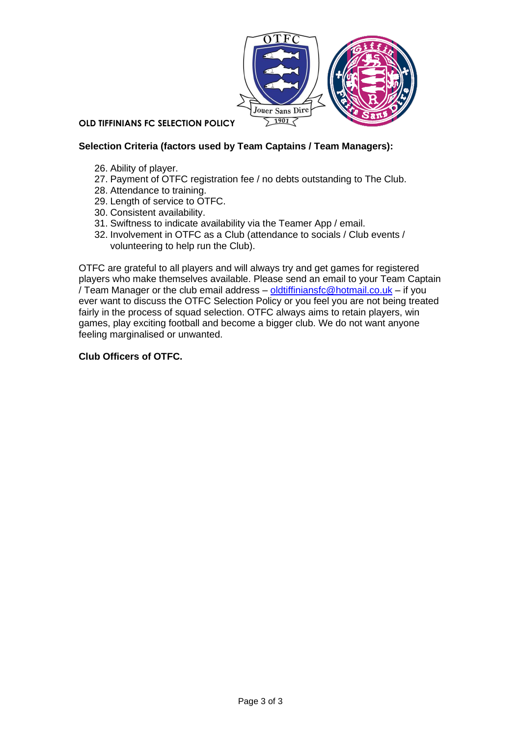**OLD TIFFINIANS FC SELECTION POLICY**

**Selection Criteria (factors used by Team Captains / Team Managers):**

26. Ability of player.
27. Payment of OTFC registration fee / no debts outstanding to The Club.
28. Attendance to training.
29. Length of service to OTFC.
30. Consistent availability.
31. Swiftness to indicate availability via the Teamer App / email.
32. Involvement in OTFC as a Club (attendance to socials / Club events / volunteering to help run the Club).

OTFC are grateful to all players and will always try and get games for registered players who make themselves available. Please send an email to your Team Captain / Team Manager or the club email address – oldtiffiniansfc@hotmail.co.uk – if you ever want to discuss the OTFC Selection Policy or you feel you are not being treated fairly in the process of squad selection. OTFC always aims to retain players, win games, play exciting football and become a bigger club. We do not want anyone feeling marginalised or unwanted.

**Club Officers of OTFC.**